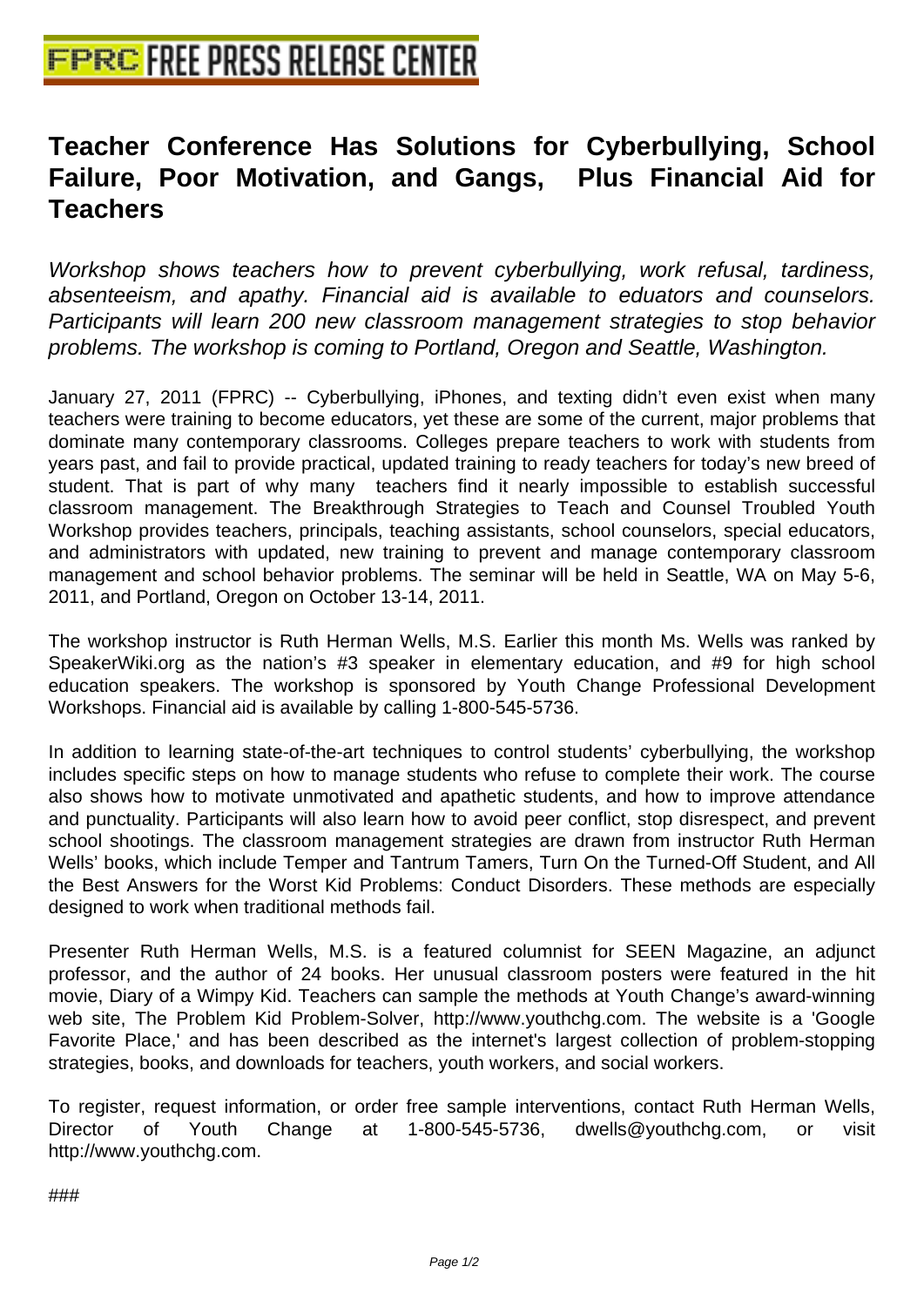# Teacher Conference Has Solutions for Cyberbullying, School Failure, Poor Motivation, and Gangs, Plus Financial Aid for Teachers

*Workshop shows teachers how to prevent cyberbullying, work refusal, tardiness, absenteeism, and apathy. Financial aid is available to eduators and counselors. Participants will learn 200 new classroom management strategies to stop behavior problems. The workshop is coming to Portland, Oregon and Seattle, Washington.*

January 27, 2011 (FPRC) -- Cyberbullying, iPhones, and texting didn't even exist when many teachers were training to become educators, yet these are some of the current, major problems that dominate many contemporary classrooms. Colleges prepare teachers to work with students from years past, and fail to provide practical, updated training to ready teachers for today's new breed of student. That is part of why many teachers find it nearly impossible to establish successful classroom management. The Breakthrough Strategies to Teach and Counsel Troubled Youth Workshop provides teachers, principals, teaching assistants, school counselors, special educators, and administrators with updated, new training to prevent and manage contemporary classroom management and school behavior problems. The seminar will be held in Seattle, WA on May 5-6, 2011, and Portland, Oregon on October 13-14, 2011.

The workshop instructor is Ruth Herman Wells, M.S. Earlier this month Ms. Wells was ranked by SpeakerWiki.org as the nation's #3 speaker in elementary education, and #9 for high school education speakers. The workshop is sponsored by Youth Change Professional Development Workshops. Financial aid is available by calling 1-800-545-5736.

In addition to learning state-of-the-art techniques to control students' cyberbullying, the workshop includes specific steps on how to manage students who refuse to complete their work. The course also shows how to motivate unmotivated and apathetic students, and how to improve attendance and punctuality. Participants will also learn how to avoid peer conflict, stop disrespect, and prevent school shootings. The classroom management strategies are drawn from instructor Ruth Herman Wells' books, which include Temper and Tantrum Tamers, Turn On the Turned-Off Student, and All the Best Answers for the Worst Kid Problems: Conduct Disorders. These methods are especially designed to work when traditional methods fail.

Presenter Ruth Herman Wells, M.S. is a featured columnist for SEEN Magazine, an adjunct professor, and the author of 24 books. Her unusual classroom posters were featured in the hit movie, Diary of a Wimpy Kid. Teachers can sample the methods at Youth Change's award-winning web site, The Problem Kid Problem-Solver, http://www.youthchg.com. The website is a 'Google Favorite Place,' and has been described as the internet's largest collection of problem-stopping strategies, books, and downloads for teachers, youth workers, and social workers.

To register, request information, or order free sample interventions, contact Ruth Herman Wells, Director of Youth Change at 1-800-545-5736, dwells@youthchg.com, or visit http://www.youthchg.com.

###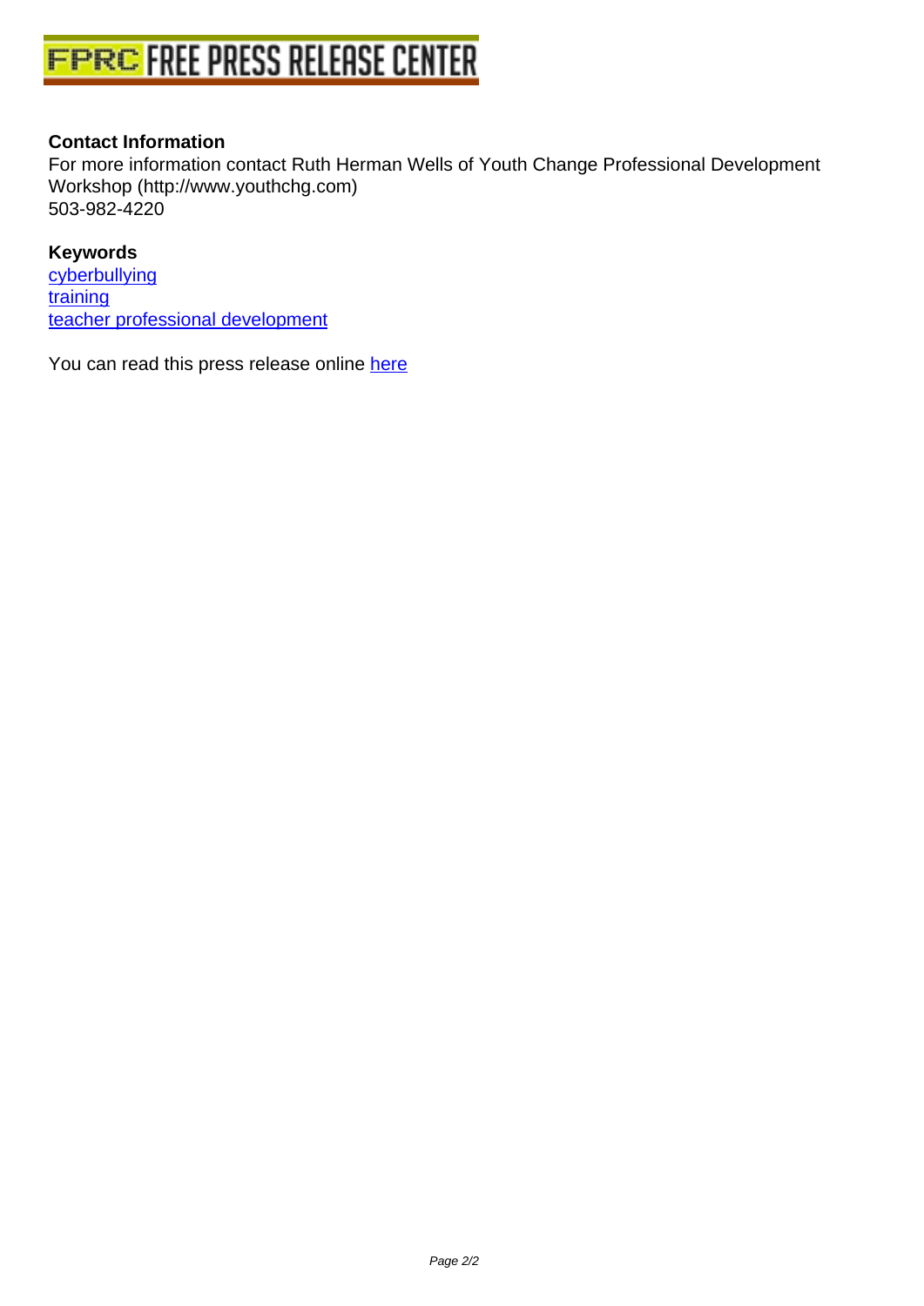**Contact Information**
For more information contact Ruth Herman Wells of Youth Change Professional Development Workshop (http://www.youthchg.com)
503-982-4220

**Keywords**
cyberbullying
training
teacher professional development

You can read this press release online here